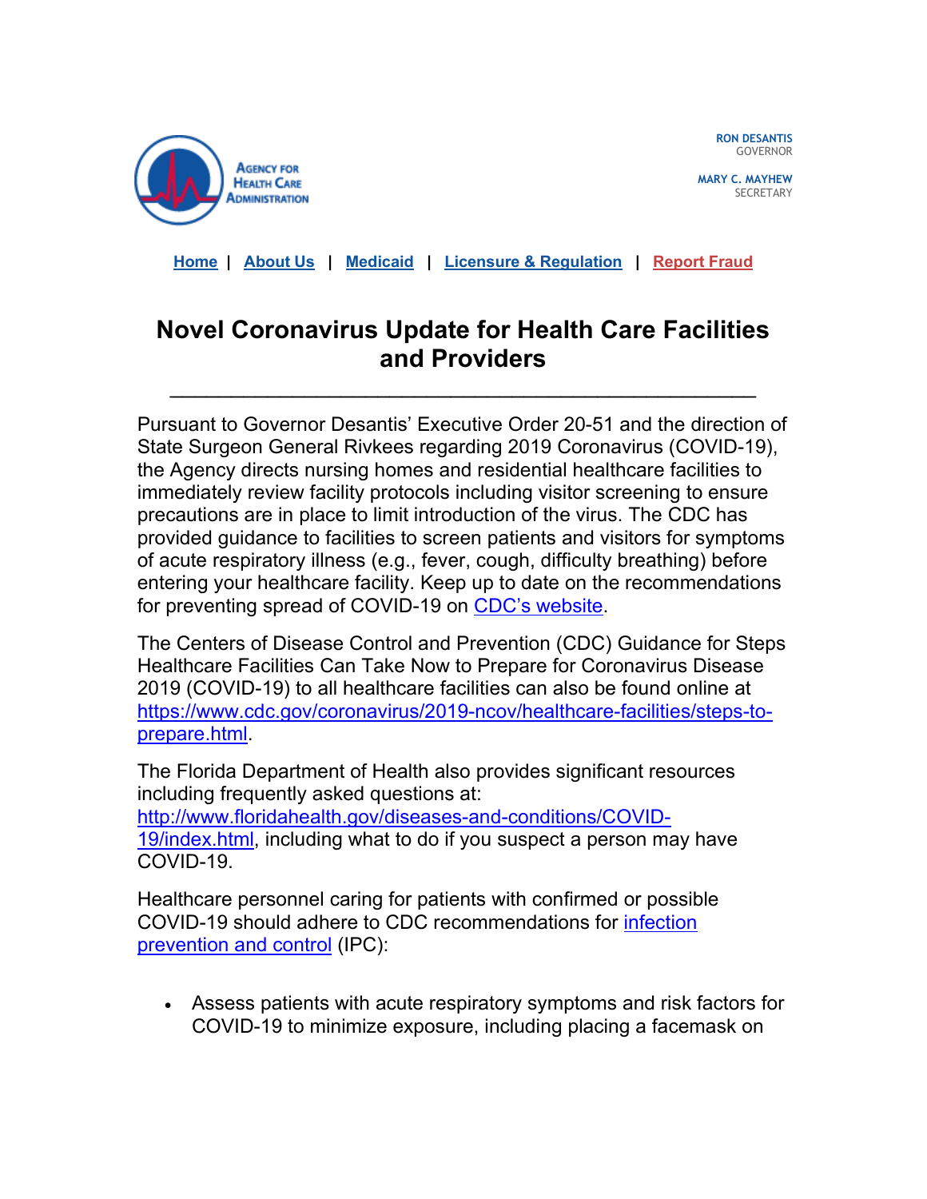AGENCY FOR HEALTH CARE ADMINISTRATION

**RON DESANTIS**
GOVERNOR

**MARY C. MAYHEW**
SECRETARY

Home | About Us | Medicaid | Licensure & Regulation | Report Fraud

# Novel Coronavirus Update for Health Care Facilities and Providers

---

Pursuant to Governor Desantis' Executive Order 20-51 and the direction of State Surgeon General Rivkees regarding 2019 Coronavirus (COVID-19), the Agency directs nursing homes and residential healthcare facilities to immediately review facility protocols including visitor screening to ensure precautions are in place to limit introduction of the virus. The CDC has provided guidance to facilities to screen patients and visitors for symptoms of acute respiratory illness (e.g., fever, cough, difficulty breathing) before entering your healthcare facility. Keep up to date on the recommendations for preventing spread of COVID-19 on CDC's website.

The Centers for Disease Control and Prevention (CDC) Guidance for Steps Healthcare Facilities Can Take Now to Prepare for Coronavirus Disease 2019 (COVID-19) to all healthcare facilities can also be found online at https://www.cdc.gov/coronavirus/2019-ncov/healthcare-facilities/steps-to-prepare.html.

The Florida Department of Health also provides significant resources including frequently asked questions at: http://www.floridahealth.gov/diseases-and-conditions/COVID-19/index.html, including what to do if you suspect a person may have COVID-19.

Healthcare personnel caring for patients with confirmed or possible COVID-19 should adhere to CDC recommendations for infection prevention and control (IPC):

- Assess patients with acute respiratory symptoms and risk factors for COVID-19 to minimize exposure, including placing a facemask on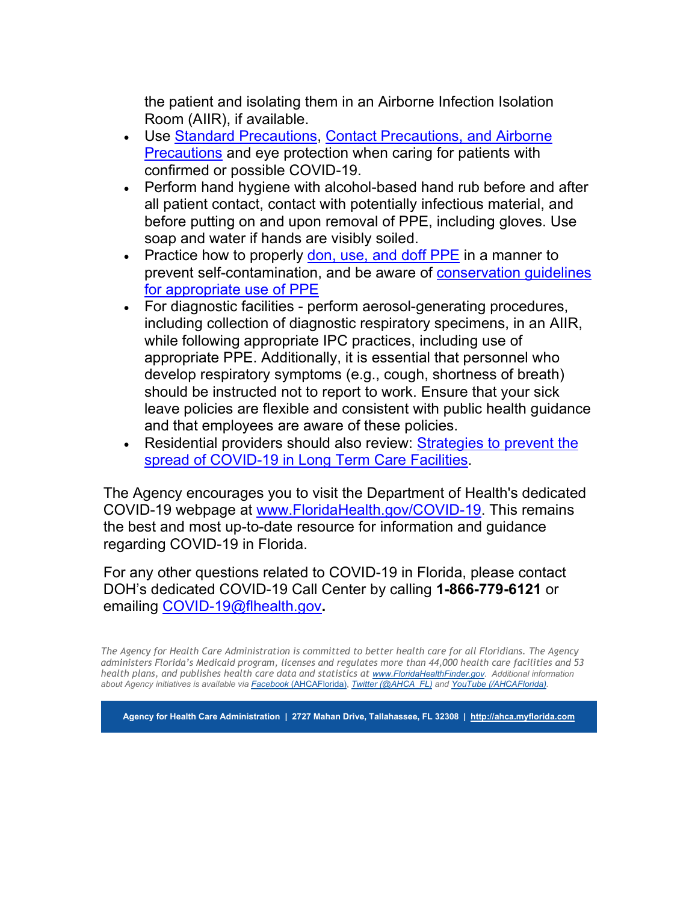the patient and isolating them in an Airborne Infection Isolation Room (AIIR), if available.

- Use Standard Precautions, Contact Precautions, and Airborne Precautions and eye protection when caring for patients with confirmed or possible COVID-19.
- Perform hand hygiene with alcohol-based hand rub before and after all patient contact, contact with potentially infectious material, and before putting on and upon removal of PPE, including gloves. Use soap and water if hands are visibly soiled.
- Practice how to properly don, use, and doff PPE in a manner to prevent self-contamination, and be aware of conservation guidelines for appropriate use of PPE
- For diagnostic facilities - perform aerosol-generating procedures, including collection of diagnostic respiratory specimens, in an AIIR, while following appropriate IPC practices, including use of appropriate PPE. Additionally, it is essential that personnel who develop respiratory symptoms (e.g., cough, shortness of breath) should be instructed not to report to work. Ensure that your sick leave policies are flexible and consistent with public health guidance and that employees are aware of these policies.
- Residential providers should also review: Strategies to prevent the spread of COVID-19 in Long Term Care Facilities.

The Agency encourages you to visit the Department of Health's dedicated COVID-19 webpage at www.FloridaHealth.gov/COVID-19. This remains the best and most up-to-date resource for information and guidance regarding COVID-19 in Florida.

For any other questions related to COVID-19 in Florida, please contact DOH's dedicated COVID-19 Call Center by calling **1-866-779-6121** or emailing COVID-19@flhealth.gov**.**

*The Agency for Health Care Administration is committed to better health care for all Floridians. The Agency administers Florida's Medicaid program, licenses and regulates more than 44,000 health care facilities and 53 health plans, and publishes health care data and statistics at www.FloridaHealthFinder.gov. Additional information about Agency initiatives is available via Facebook (AHCAFlorida), Twitter (@AHCA_FL) and YouTube (/AHCAFlorida).*

**Agency for Health Care Administration | 2727 Mahan Drive, Tallahassee, FL 32308 | http://ahca.myflorida.com**